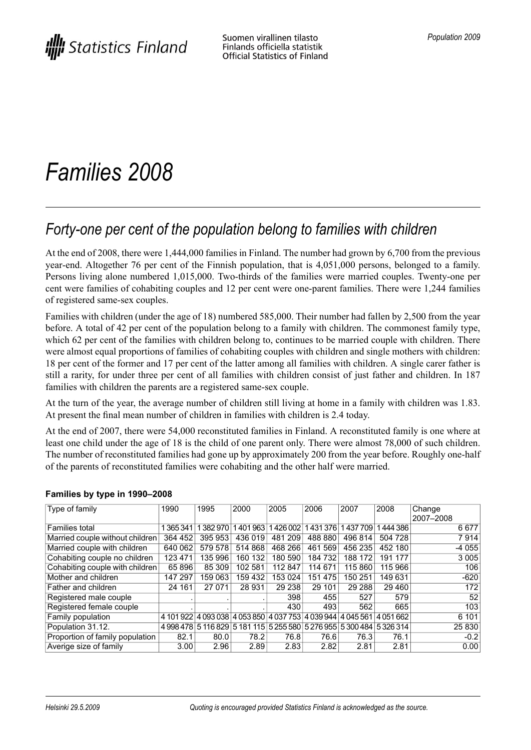# Families 2008

## Forty-one per cent of the population belong to families with children

At the end of 2008, there were 1,444,000 families in Finland. The number had grown by 6,700 from the previous year-end. Altogether 76 per cent of the Finnish population, that is 4,051,000 persons, belonged to a family. Persons living alone numbered 1,015,000. Two-thirds of the families were married couples. Twenty-one per cent were families of cohabiting couples and 12 per cent were one-parent families. There were 1,244 families of registered same-sex couples.

Families with children (under the age of 18) numbered 585,000. Their number had fallen by 2,500 from the year before. A total of 42 per cent of the population belong to a family with children. The commonest family type, which 62 per cent of the families with children belong to, continues to be married couple with children. There were almost equal proportions of families of cohabiting couples with children and single mothers with children: 18 per cent of the former and 17 per cent of the latter among all families with children. A single carer father is still a rarity, for under three per cent of all families with children consist of just father and children. In 187 families with children the parents are a registered same-sex couple.

At the turn of the year, the average number of children still living at home in a family with children was 1.83. At present the final mean number of children in families with children is 2.4 today.

At the end of 2007, there were 54,000 reconstituted families in Finland. A reconstituted family is one where at least one child under the age of 18 is the child of one parent only. There were almost 78,000 of such children. The number of reconstituted families had gone up by approximately 200 from the year before. Roughly one-half of the parents of reconstituted families were cohabiting and the other half were married.

**Families by type in 1990–2008**

| Type of family | 1990 | 1995 | 2000 | 2005 | 2006 | 2007 | 2008 | Change 2007–2008 |
|---|---|---|---|---|---|---|---|---|
| Families total | 1 365 341 | 1 382 970 | 1 401 963 | 1 426 002 | 1 431 376 | 1 437 709 | 1 444 386 | 6 677 |
| Married couple without children | 364 452 | 395 953 | 436 019 | 481 209 | 488 880 | 496 814 | 504 728 | 7 914 |
| Married couple with children | 640 062 | 579 578 | 514 868 | 468 266 | 461 569 | 456 235 | 452 180 | -4 055 |
| Cohabiting couple no children | 123 471 | 135 996 | 160 132 | 180 590 | 184 732 | 188 172 | 191 177 | 3 005 |
| Cohabiting couple with children | 65 896 | 85 309 | 102 581 | 112 847 | 114 671 | 115 860 | 115 966 | 106 |
| Mother and children | 147 297 | 159 063 | 159 432 | 153 024 | 151 475 | 150 251 | 149 631 | -620 |
| Father and children | 24 161 | 27 071 | 28 931 | 29 238 | 29 101 | 29 288 | 29 460 | 172 |
| Registered male couple | . | . | . | 398 | 455 | 527 | 579 | 52 |
| Registered female couple | . | . | . | 430 | 493 | 562 | 665 | 103 |
| Family population | 4 101 922 | 4 093 038 | 4 053 850 | 4 037 753 | 4 039 944 | 4 045 561 | 4 051 662 | 6 101 |
| Population 31.12. | 4 998 478 | 5 116 829 | 5 181 115 | 5 255 580 | 5 276 955 | 5 300 484 | 5 326 314 | 25 830 |
| Proportion of family population | 82.1 | 80.0 | 78.2 | 76.8 | 76.6 | 76.3 | 76.1 | -0.2 |
| Averige size of family | 3.00 | 2.96 | 2.89 | 2.83 | 2.82 | 2.81 | 2.81 | 0.00 |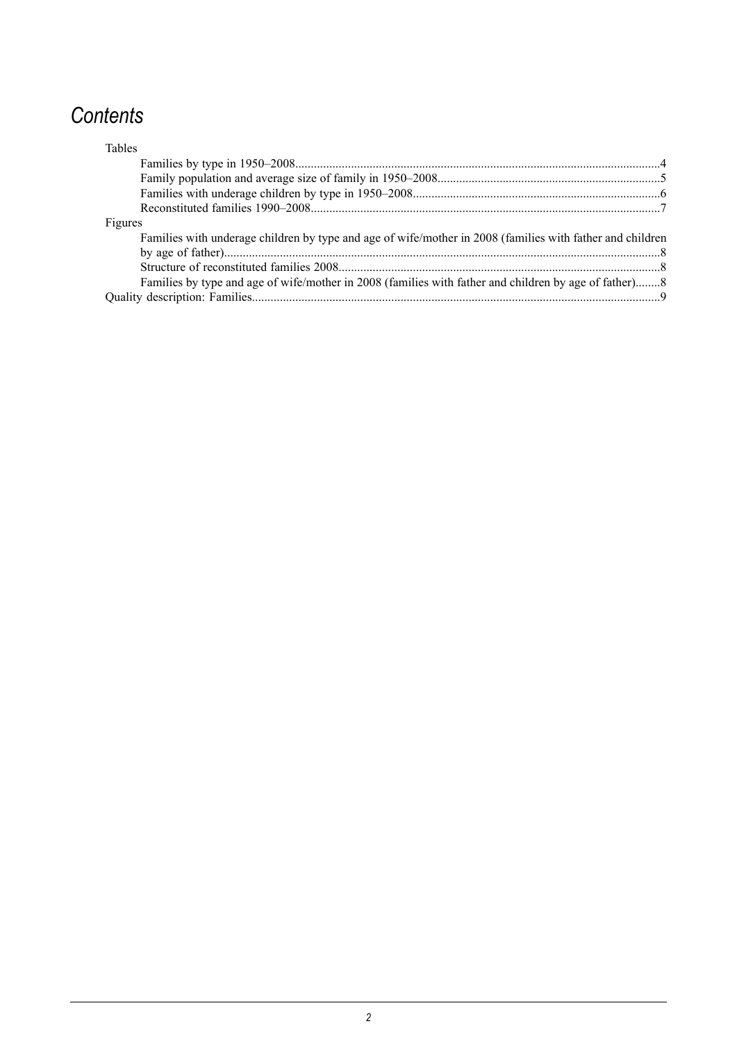# *Contents*

Tables

- Families by type in 1950–2008....................................................................................................................4
- Family population and average size of family in 1950–2008........................................................................5
- Families with underage children by type in 1950–2008...............................................................................6
- Reconstituted families 1990–2008................................................................................................................7

Figures

- Families with underage children by type and age of wife/mother in 2008 (families with father and children by age of father)...........................................................................................................................8
- Structure of reconstituted families 2008.......................................................................................................8
- Families by type and age of wife/mother in 2008 (families with father and children by age of father)........8

Quality description: Families..................................................................................................................................9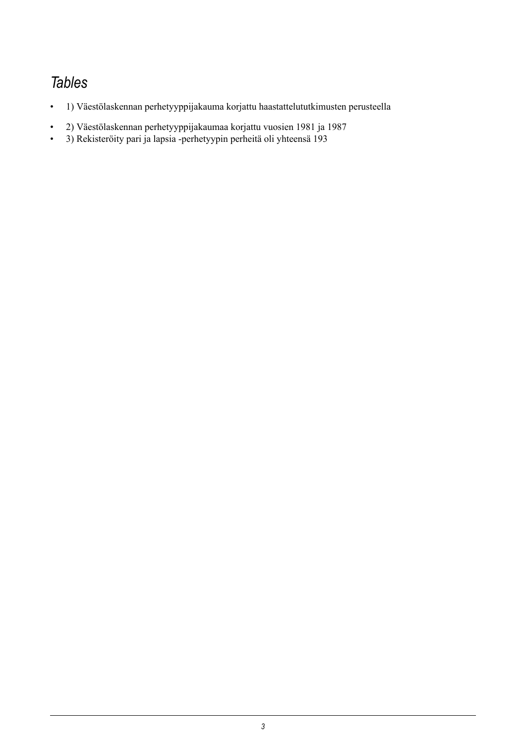# *Tables*

- 1) Väestölaskennan perhetyyppijakauma korjattu haastattelututkimusten perusteella
- 2) Väestölaskennan perhetyyppijakaumaa korjattu vuosien 1981 ja 1987
- 3) Rekisteröity pari ja lapsia -perhetyypin perheitä oli yhteensä 193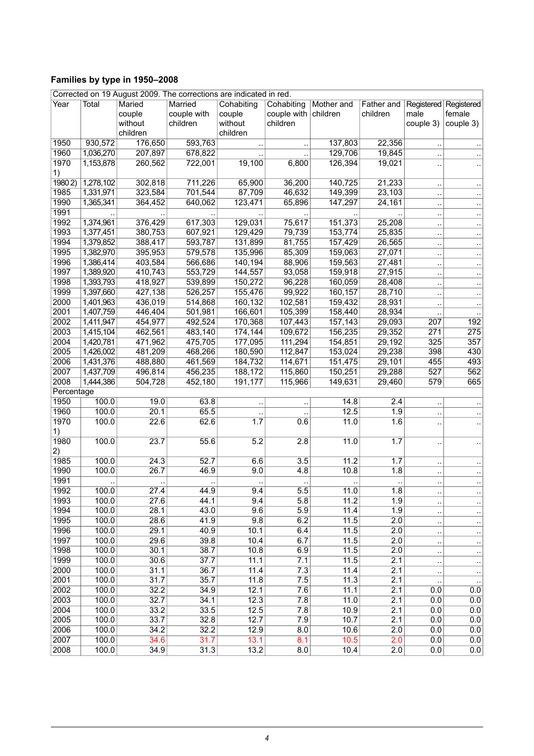## Families by type in 1950–2008

Corrected on 19 August 2009. The corrections are indicated in red.

| Year | Total | Maried couple without children | Married couple with children | Cohabiting couple without children | Cohabiting couple with children | Mother and children | Father and children | Registered male couple 3) | Registered female couple 3) |
|---|---|---|---|---|---|---|---|---|---|
| 1950 | 930,572 | 176,650 | 593,763 | .. | .. | 137,803 | 22,356 | .. | .. |
| 1960 | 1,036,270 | 207,897 | 678,822 | .. | .. | 129,706 | 19,845 | .. | .. |
| 1970 1) | 1,153,878 | 260,562 | 722,001 | 19,100 | 6,800 | 126,394 | 19,021 | .. | .. |
| 1980 2) | 1,278,102 | 302,818 | 711,226 | 65,900 | 36,200 | 140,725 | 21,233 | .. | .. |
| 1985 | 1,331,971 | 323,584 | 701,544 | 87,709 | 46,632 | 149,399 | 23,103 | .. | .. |
| 1990 | 1,365,341 | 364,452 | 640,062 | 123,471 | 65,896 | 147,297 | 24,161 | .. | .. |
| 1991 | .. | .. | .. | .. | .. | .. | .. | .. | .. |
| 1992 | 1,374,961 | 376,429 | 617,303 | 129,031 | 75,617 | 151,373 | 25,208 | .. | .. |
| 1993 | 1,377,451 | 380,753 | 607,921 | 129,429 | 79,739 | 153,774 | 25,835 | .. | .. |
| 1994 | 1,379,852 | 388,417 | 593,787 | 131,899 | 81,755 | 157,429 | 26,565 | .. | .. |
| 1995 | 1,382,970 | 395,953 | 579,578 | 135,996 | 85,309 | 159,063 | 27,071 | .. | .. |
| 1996 | 1,386,414 | 403,584 | 566,686 | 140,194 | 88,906 | 159,563 | 27,481 | .. | .. |
| 1997 | 1,389,920 | 410,743 | 553,729 | 144,557 | 93,058 | 159,918 | 27,915 | .. | .. |
| 1998 | 1,393,793 | 418,927 | 539,899 | 150,272 | 96,228 | 160,059 | 28,408 | .. | .. |
| 1999 | 1,397,660 | 427,138 | 526,257 | 155,476 | 99,922 | 160,157 | 28,710 | .. | .. |
| 2000 | 1,401,963 | 436,019 | 514,868 | 160,132 | 102,581 | 159,432 | 28,931 | .. | .. |
| 2001 | 1,407,759 | 446,404 | 501,981 | 166,601 | 105,399 | 158,440 | 28,934 | .. | .. |
| 2002 | 1,411,947 | 454,977 | 492,524 | 170,368 | 107,443 | 157,143 | 29,093 | 207 | 192 |
| 2003 | 1,415,104 | 462,561 | 483,140 | 174,144 | 109,672 | 156,235 | 29,352 | 271 | 275 |
| 2004 | 1,420,781 | 471,962 | 475,705 | 177,095 | 111,294 | 154,851 | 29,192 | 325 | 357 |
| 2005 | 1,426,002 | 481,209 | 468,266 | 180,590 | 112,847 | 153,024 | 29,238 | 398 | 430 |
| 2006 | 1,431,376 | 488,880 | 461,569 | 184,732 | 114,671 | 151,475 | 29,101 | 455 | 493 |
| 2007 | 1,437,709 | 496,814 | 456,235 | 188,172 | 115,860 | 150,251 | 29,288 | 527 | 562 |
| 2008 | 1,444,386 | 504,728 | 452,180 | 191,177 | 115,966 | 149,631 | 29,460 | 579 | 665 |
| Percentage | | | | | | | | | |
| 1950 | 100.0 | 19.0 | 63.8 | .. | .. | 14.8 | 2.4 | .. | .. |
| 1960 | 100.0 | 20.1 | 65.5 | .. | .. | 12.5 | 1.9 | .. | .. |
| 1970 1) | 100.0 | 22.6 | 62.6 | 1.7 | 0.6 | 11.0 | 1.6 | .. | .. |
| 1980 2) | 100.0 | 23.7 | 55.6 | 5.2 | 2.8 | 11.0 | 1.7 | .. | .. |
| 1985 | 100.0 | 24.3 | 52.7 | 6.6 | 3.5 | 11.2 | 1.7 | .. | .. |
| 1990 | 100.0 | 26.7 | 46.9 | 9.0 | 4.8 | 10.8 | 1.8 | .. | .. |
| 1991 | .. | .. | .. | .. | .. | .. | .. | .. | .. |
| 1992 | 100.0 | 27.4 | 44.9 | 9.4 | 5.5 | 11.0 | 1.8 | .. | .. |
| 1993 | 100.0 | 27.6 | 44.1 | 9.4 | 5.8 | 11.2 | 1.9 | .. | .. |
| 1994 | 100.0 | 28.1 | 43.0 | 9.6 | 5.9 | 11.4 | 1.9 | .. | .. |
| 1995 | 100.0 | 28.6 | 41.9 | 9.8 | 6.2 | 11.5 | 2.0 | .. | .. |
| 1996 | 100.0 | 29.1 | 40.9 | 10.1 | 6.4 | 11.5 | 2.0 | .. | .. |
| 1997 | 100.0 | 29.6 | 39.8 | 10.4 | 6.7 | 11.5 | 2.0 | .. | .. |
| 1998 | 100.0 | 30.1 | 38.7 | 10.8 | 6.9 | 11.5 | 2.0 | .. | .. |
| 1999 | 100.0 | 30.6 | 37.7 | 11.1 | 7.1 | 11.5 | 2.1 | .. | .. |
| 2000 | 100.0 | 31.1 | 36.7 | 11.4 | 7.3 | 11.4 | 2.1 | .. | .. |
| 2001 | 100.0 | 31.7 | 35.7 | 11.8 | 7.5 | 11.3 | 2.1 | .. | .. |
| 2002 | 100.0 | 32.2 | 34.9 | 12.1 | 7.6 | 11.1 | 2.1 | 0.0 | 0.0 |
| 2003 | 100.0 | 32.7 | 34.1 | 12.3 | 7.8 | 11.0 | 2.1 | 0.0 | 0.0 |
| 2004 | 100.0 | 33.2 | 33.5 | 12.5 | 7.8 | 10.9 | 2.1 | 0.0 | 0.0 |
| 2005 | 100.0 | 33.7 | 32.8 | 12.7 | 7.9 | 10.7 | 2.1 | 0.0 | 0.0 |
| 2006 | 100.0 | 34.2 | 32.2 | 12.9 | 8.0 | 10.6 | 2.0 | 0.0 | 0.0 |
| 2007 | 100.0 | 34.6 | 31.7 | 13.1 | 8.1 | 10.5 | 2.0 | 0.0 | 0.0 |
| 2008 | 100.0 | 34.9 | 31.3 | 13.2 | 8.0 | 10.4 | 2.0 | 0.0 | 0.0 |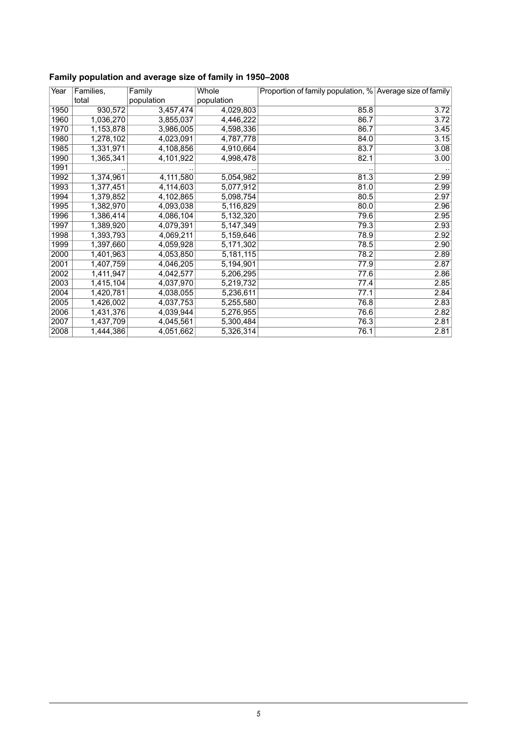### Family population and average size of family in 1950–2008

| Year | Families, total | Family population | Whole population | Proportion of family population, % | Average size of family |
|---|---|---|---|---|---|
| 1950 | 930,572 | 3,457,474 | 4,029,803 | 85.8 | 3.72 |
| 1960 | 1,036,270 | 3,855,037 | 4,446,222 | 86.7 | 3.72 |
| 1970 | 1,153,878 | 3,986,005 | 4,598,336 | 86.7 | 3.45 |
| 1980 | 1,278,102 | 4,023,091 | 4,787,778 | 84.0 | 3.15 |
| 1985 | 1,331,971 | 4,108,856 | 4,910,664 | 83.7 | 3.08 |
| 1990 | 1,365,341 | 4,101,922 | 4,998,478 | 82.1 | 3.00 |
| 1991 | .. | .. | .. | .. | .. |
| 1992 | 1,374,961 | 4,111,580 | 5,054,982 | 81.3 | 2.99 |
| 1993 | 1,377,451 | 4,114,603 | 5,077,912 | 81.0 | 2.99 |
| 1994 | 1,379,852 | 4,102,865 | 5,098,754 | 80.5 | 2.97 |
| 1995 | 1,382,970 | 4,093,038 | 5,116,829 | 80.0 | 2.96 |
| 1996 | 1,386,414 | 4,086,104 | 5,132,320 | 79.6 | 2.95 |
| 1997 | 1,389,920 | 4,079,391 | 5,147,349 | 79.3 | 2.93 |
| 1998 | 1,393,793 | 4,069,211 | 5,159,646 | 78.9 | 2.92 |
| 1999 | 1,397,660 | 4,059,928 | 5,171,302 | 78.5 | 2.90 |
| 2000 | 1,401,963 | 4,053,850 | 5,181,115 | 78.2 | 2.89 |
| 2001 | 1,407,759 | 4,046,205 | 5,194,901 | 77.9 | 2.87 |
| 2002 | 1,411,947 | 4,042,577 | 5,206,295 | 77.6 | 2.86 |
| 2003 | 1,415,104 | 4,037,970 | 5,219,732 | 77.4 | 2.85 |
| 2004 | 1,420,781 | 4,038,055 | 5,236,611 | 77.1 | 2.84 |
| 2005 | 1,426,002 | 4,037,753 | 5,255,580 | 76.8 | 2.83 |
| 2006 | 1,431,376 | 4,039,944 | 5,276,955 | 76.6 | 2.82 |
| 2007 | 1,437,709 | 4,045,561 | 5,300,484 | 76.3 | 2.81 |
| 2008 | 1,444,386 | 4,051,662 | 5,326,314 | 76.1 | 2.81 |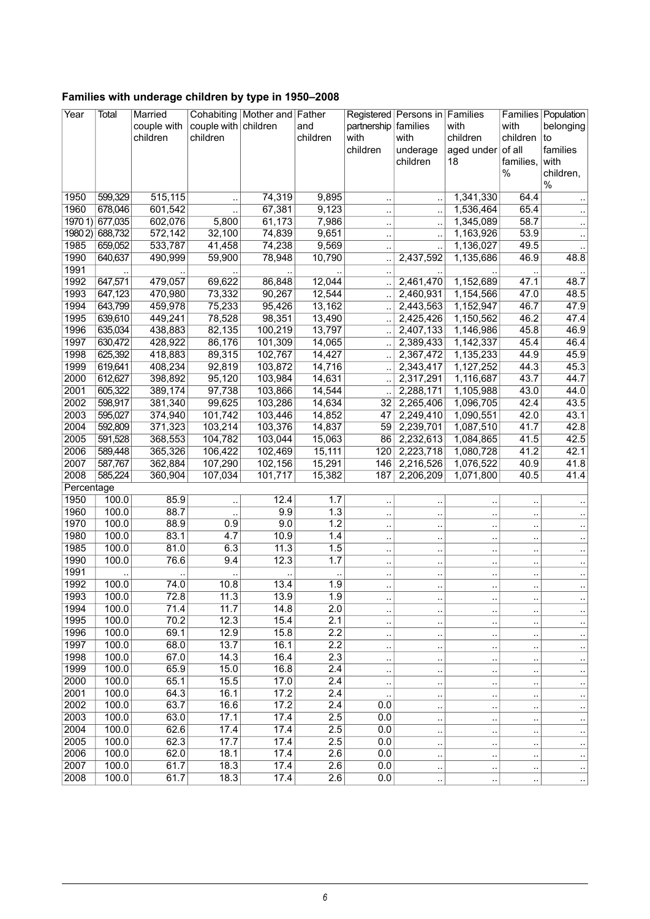## Families with underage children by type in 1950–2008

| Year | Total | Married couple with children | Cohabiting couple with children | Mother and children | Father and children | Registered partnership with children | Persons in families with underage children | Families with children aged under 18 | Families with children of all families, % | Population belonging to families with children, % |
|---|---|---|---|---|---|---|---|---|---|---|
| 1950 | 599,329 | 515,115 | .. | 74,319 | 9,895 | .. | .. | 1,341,330 | 64.4 | .. |
| 1960 | 678,046 | 601,542 | .. | 67,381 | 9,123 | .. | .. | 1,536,464 | 65.4 | .. |
| 1970 1) | 677,035 | 602,076 | 5,800 | 61,173 | 7,986 | .. | .. | 1,345,089 | 58.7 | .. |
| 1980 2) | 688,732 | 572,142 | 32,100 | 74,839 | 9,651 | .. | .. | 1,163,926 | 53.9 | .. |
| 1985 | 659,052 | 533,787 | 41,458 | 74,238 | 9,569 | .. | .. | 1,136,027 | 49.5 | .. |
| 1990 | 640,637 | 490,999 | 59,900 | 78,948 | 10,790 | .. | 2,437,592 | 1,135,686 | 46.9 | 48.8 |
| 1991 | .. | .. | .. | .. | .. | .. | .. | .. | .. | .. |
| 1992 | 647,571 | 479,057 | 69,622 | 86,848 | 12,044 | .. | 2,461,470 | 1,152,689 | 47.1 | 48.7 |
| 1993 | 647,123 | 470,980 | 73,332 | 90,267 | 12,544 | .. | 2,460,931 | 1,154,566 | 47.0 | 48.5 |
| 1994 | 643,799 | 459,978 | 75,233 | 95,426 | 13,162 | .. | 2,443,563 | 1,152,947 | 46.7 | 47.9 |
| 1995 | 639,610 | 449,241 | 78,528 | 98,351 | 13,490 | .. | 2,425,426 | 1,150,562 | 46.2 | 47.4 |
| 1996 | 635,034 | 438,883 | 82,135 | 100,219 | 13,797 | .. | 2,407,133 | 1,146,986 | 45.8 | 46.9 |
| 1997 | 630,472 | 428,922 | 86,176 | 101,309 | 14,065 | .. | 2,389,433 | 1,142,337 | 45.4 | 46.4 |
| 1998 | 625,392 | 418,883 | 89,315 | 102,767 | 14,427 | .. | 2,367,472 | 1,135,233 | 44.9 | 45.9 |
| 1999 | 619,641 | 408,234 | 92,819 | 103,872 | 14,716 | .. | 2,343,417 | 1,127,252 | 44.3 | 45.3 |
| 2000 | 612,627 | 398,892 | 95,120 | 103,984 | 14,631 | .. | 2,317,291 | 1,116,687 | 43.7 | 44.7 |
| 2001 | 605,322 | 389,174 | 97,738 | 103,866 | 14,544 | .. | 2,288,171 | 1,105,988 | 43.0 | 44.0 |
| 2002 | 598,917 | 381,340 | 99,625 | 103,286 | 14,634 | 32 | 2,265,406 | 1,096,705 | 42.4 | 43.5 |
| 2003 | 595,027 | 374,940 | 101,742 | 103,446 | 14,852 | 47 | 2,249,410 | 1,090,551 | 42.0 | 43.1 |
| 2004 | 592,809 | 371,323 | 103,214 | 103,376 | 14,837 | 59 | 2,239,701 | 1,087,510 | 41.7 | 42.8 |
| 2005 | 591,528 | 368,553 | 104,782 | 103,044 | 15,063 | 86 | 2,232,613 | 1,084,865 | 41.5 | 42.5 |
| 2006 | 589,448 | 365,326 | 106,422 | 102,469 | 15,111 | 120 | 2,223,718 | 1,080,728 | 41.2 | 42.1 |
| 2007 | 587,767 | 362,884 | 107,290 | 102,156 | 15,291 | 146 | 2,216,526 | 1,076,522 | 40.9 | 41.8 |
| 2008 | 585,224 | 360,904 | 107,034 | 101,717 | 15,382 | 187 | 2,206,209 | 1,071,800 | 40.5 | 41.4 |
| Percentage | | | | | | | | | | |
| 1950 | 100.0 | 85.9 | .. | 12.4 | 1.7 | .. | .. | .. | .. | .. |
| 1960 | 100.0 | 88.7 | .. | 9.9 | 1.3 | .. | .. | .. | .. | .. |
| 1970 | 100.0 | 88.9 | 0.9 | 9.0 | 1.2 | .. | .. | .. | .. | .. |
| 1980 | 100.0 | 83.1 | 4.7 | 10.9 | 1.4 | .. | .. | .. | .. | .. |
| 1985 | 100.0 | 81.0 | 6.3 | 11.3 | 1.5 | .. | .. | .. | .. | .. |
| 1990 | 100.0 | 76.6 | 9.4 | 12.3 | 1.7 | .. | .. | .. | .. | .. |
| 1991 | .. | .. | .. | .. | .. | .. | .. | .. | .. | .. |
| 1992 | 100.0 | 74.0 | 10.8 | 13.4 | 1.9 | .. | .. | .. | .. | .. |
| 1993 | 100.0 | 72.8 | 11.3 | 13.9 | 1.9 | .. | .. | .. | .. | .. |
| 1994 | 100.0 | 71.4 | 11.7 | 14.8 | 2.0 | .. | .. | .. | .. | .. |
| 1995 | 100.0 | 70.2 | 12.3 | 15.4 | 2.1 | .. | .. | .. | .. | .. |
| 1996 | 100.0 | 69.1 | 12.9 | 15.8 | 2.2 | .. | .. | .. | .. | .. |
| 1997 | 100.0 | 68.0 | 13.7 | 16.1 | 2.2 | .. | .. | .. | .. | .. |
| 1998 | 100.0 | 67.0 | 14.3 | 16.4 | 2.3 | .. | .. | .. | .. | .. |
| 1999 | 100.0 | 65.9 | 15.0 | 16.8 | 2.4 | .. | .. | .. | .. | .. |
| 2000 | 100.0 | 65.1 | 15.5 | 17.0 | 2.4 | .. | .. | .. | .. | .. |
| 2001 | 100.0 | 64.3 | 16.1 | 17.2 | 2.4 | .. | .. | .. | .. | .. |
| 2002 | 100.0 | 63.7 | 16.6 | 17.2 | 2.4 | 0.0 | .. | .. | .. | .. |
| 2003 | 100.0 | 63.0 | 17.1 | 17.4 | 2.5 | 0.0 | .. | .. | .. | .. |
| 2004 | 100.0 | 62.6 | 17.4 | 17.4 | 2.5 | 0.0 | .. | .. | .. | .. |
| 2005 | 100.0 | 62.3 | 17.7 | 17.4 | 2.5 | 0.0 | .. | .. | .. | .. |
| 2006 | 100.0 | 62.0 | 18.1 | 17.4 | 2.6 | 0.0 | .. | .. | .. | .. |
| 2007 | 100.0 | 61.7 | 18.3 | 17.4 | 2.6 | 0.0 | .. | .. | .. | .. |
| 2008 | 100.0 | 61.7 | 18.3 | 17.4 | 2.6 | 0.0 | .. | .. | .. | .. |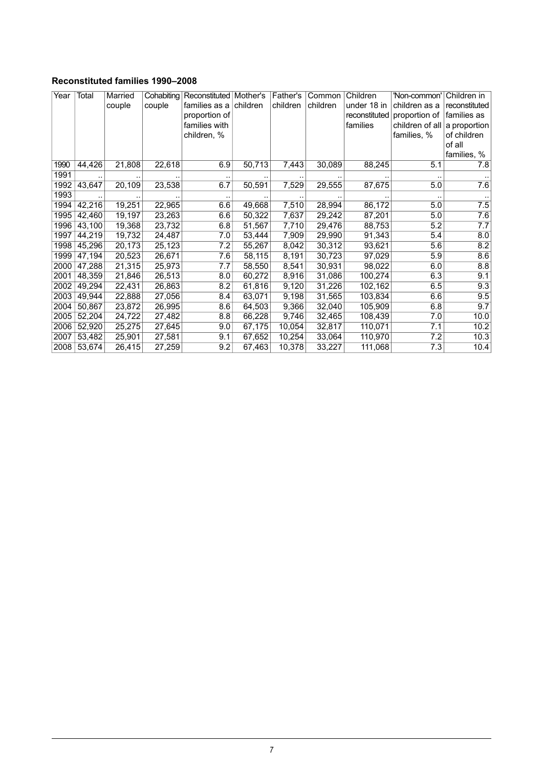**Reconstituted families 1990–2008**

| Year | Total | Married couple | Cohabiting couple | Reconstituted families as a proportion of families with children, % | Mother's children | Father's children | Common children | Children under 18 in reconstituted families | 'Non-common' children as a proportion of children of all families, % | Children in reconstituted families as a proportion of children of all families, % |
|---|---|---|---|---|---|---|---|---|---|---|
| 1990 | 44,426 | 21,808 | 22,618 | 6.9 | 50,713 | 7,443 | 30,089 | 88,245 | 5.1 | 7.8 |
| 1991 | .. | .. | .. | .. | .. | .. | .. | .. | .. | .. |
| 1992 | 43,647 | 20,109 | 23,538 | 6.7 | 50,591 | 7,529 | 29,555 | 87,675 | 5.0 | 7.6 |
| 1993 | .. | .. | .. | .. | .. | .. | .. | .. | .. | .. |
| 1994 | 42,216 | 19,251 | 22,965 | 6.6 | 49,668 | 7,510 | 28,994 | 86,172 | 5.0 | 7.5 |
| 1995 | 42,460 | 19,197 | 23,263 | 6.6 | 50,322 | 7,637 | 29,242 | 87,201 | 5.0 | 7.6 |
| 1996 | 43,100 | 19,368 | 23,732 | 6.8 | 51,567 | 7,710 | 29,476 | 88,753 | 5.2 | 7.7 |
| 1997 | 44,219 | 19,732 | 24,487 | 7.0 | 53,444 | 7,909 | 29,990 | 91,343 | 5.4 | 8.0 |
| 1998 | 45,296 | 20,173 | 25,123 | 7.2 | 55,267 | 8,042 | 30,312 | 93,621 | 5.6 | 8.2 |
| 1999 | 47,194 | 20,523 | 26,671 | 7.6 | 58,115 | 8,191 | 30,723 | 97,029 | 5.9 | 8.6 |
| 2000 | 47,288 | 21,315 | 25,973 | 7.7 | 58,550 | 8,541 | 30,931 | 98,022 | 6.0 | 8.8 |
| 2001 | 48,359 | 21,846 | 26,513 | 8.0 | 60,272 | 8,916 | 31,086 | 100,274 | 6.3 | 9.1 |
| 2002 | 49,294 | 22,431 | 26,863 | 8.2 | 61,816 | 9,120 | 31,226 | 102,162 | 6.5 | 9.3 |
| 2003 | 49,944 | 22,888 | 27,056 | 8.4 | 63,071 | 9,198 | 31,565 | 103,834 | 6.6 | 9.5 |
| 2004 | 50,867 | 23,872 | 26,995 | 8.6 | 64,503 | 9,366 | 32,040 | 105,909 | 6.8 | 9.7 |
| 2005 | 52,204 | 24,722 | 27,482 | 8.8 | 66,228 | 9,746 | 32,465 | 108,439 | 7.0 | 10.0 |
| 2006 | 52,920 | 25,275 | 27,645 | 9.0 | 67,175 | 10,054 | 32,817 | 110,071 | 7.1 | 10.2 |
| 2007 | 53,482 | 25,901 | 27,581 | 9.1 | 67,652 | 10,254 | 33,064 | 110,970 | 7.2 | 10.3 |
| 2008 | 53,674 | 26,415 | 27,259 | 9.2 | 67,463 | 10,378 | 33,227 | 111,068 | 7.3 | 10.4 |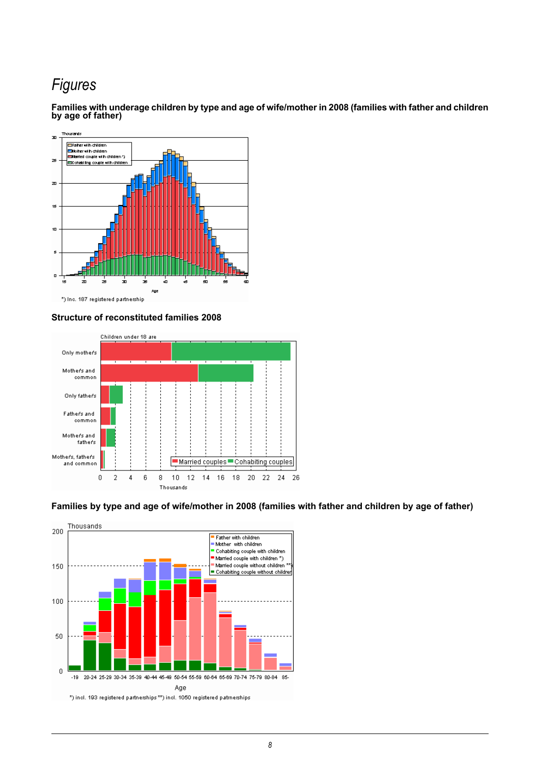# Figures

**Families with underage children by type and age of wife/mother in 2008 (families with father and children by age of father)**

Thousands

Father with children
Mother with children
Married couple with children *)
Cohabiting couple with children

Age

*) Inc. 187 registered partnership

**Structure of reconstituted families 2008**

Children under 18 are

Only mother's
Mother's and common
Only father's
Father's and common
Mother's and father's
Mother's, father's and common

Married couples  Cohabiting couples

Thousands

**Families by type and age of wife/mother in 2008 (families with father and children by age of father)**

Thousands

Father with children
Mother with children
Cohabiting couple with children
Married couple with children *)
Married couple without children **)
Cohabiting couple without children

Age

*) incl. 193 registered partnerships **) incl. 1050 registered partnerships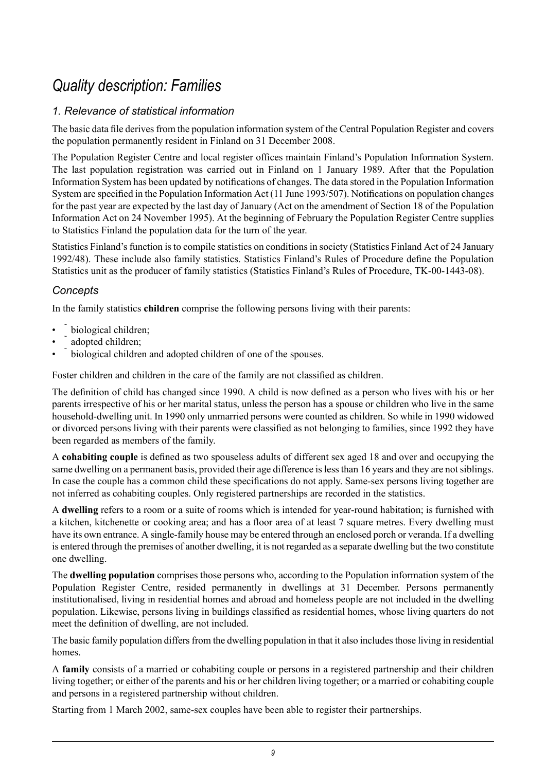# *Quality description: Families*

## *1. Relevance of statistical information*

The basic data file derives from the population information system of the Central Population Register and covers the population permanently resident in Finland on 31 December 2008.

The Population Register Centre and local register offices maintain Finland's Population Information System. The last population registration was carried out in Finland on 1 January 1989. After that the Population Information System has been updated by notifications of changes. The data stored in the Population Information System are specified in the Population Information Act (11 June 1993/507). Notifications on population changes for the past year are expected by the last day of January (Act on the amendment of Section 18 of the Population Information Act on 24 November 1995). At the beginning of February the Population Register Centre supplies to Statistics Finland the population data for the turn of the year.

Statistics Finland's function is to compile statistics on conditions in society (Statistics Finland Act of 24 January 1992/48). These include also family statistics. Statistics Finland's Rules of Procedure define the Population Statistics unit as the producer of family statistics (Statistics Finland's Rules of Procedure, TK-00-1443-08).

## *Concepts*

In the family statistics **children** comprise the following persons living with their parents:

- biological children;
- adopted children;
- biological children and adopted children of one of the spouses.

Foster children and children in the care of the family are not classified as children.

The definition of child has changed since 1990. A child is now defined as a person who lives with his or her parents irrespective of his or her marital status, unless the person has a spouse or children who live in the same household-dwelling unit. In 1990 only unmarried persons were counted as children. So while in 1990 widowed or divorced persons living with their parents were classified as not belonging to families, since 1992 they have been regarded as members of the family.

A **cohabiting couple** is defined as two spouseless adults of different sex aged 18 and over and occupying the same dwelling on a permanent basis, provided their age difference is less than 16 years and they are not siblings. In case the couple has a common child these specifications do not apply. Same-sex persons living together are not inferred as cohabiting couples. Only registered partnerships are recorded in the statistics.

A **dwelling** refers to a room or a suite of rooms which is intended for year-round habitation; is furnished with a kitchen, kitchenette or cooking area; and has a floor area of at least 7 square metres. Every dwelling must have its own entrance. A single-family house may be entered through an enclosed porch or veranda. If a dwelling is entered through the premises of another dwelling, it is not regarded as a separate dwelling but the two constitute one dwelling.

The **dwelling population** comprises those persons who, according to the Population information system of the Population Register Centre, resided permanently in dwellings at 31 December. Persons permanently institutionalised, living in residential homes and abroad and homeless people are not included in the dwelling population. Likewise, persons living in buildings classified as residential homes, whose living quarters do not meet the definition of dwelling, are not included.

The basic family population differs from the dwelling population in that it also includes those living in residential homes.

A **family** consists of a married or cohabiting couple or persons in a registered partnership and their children living together; or either of the parents and his or her children living together; or a married or cohabiting couple and persons in a registered partnership without children.

Starting from 1 March 2002, same-sex couples have been able to register their partnerships.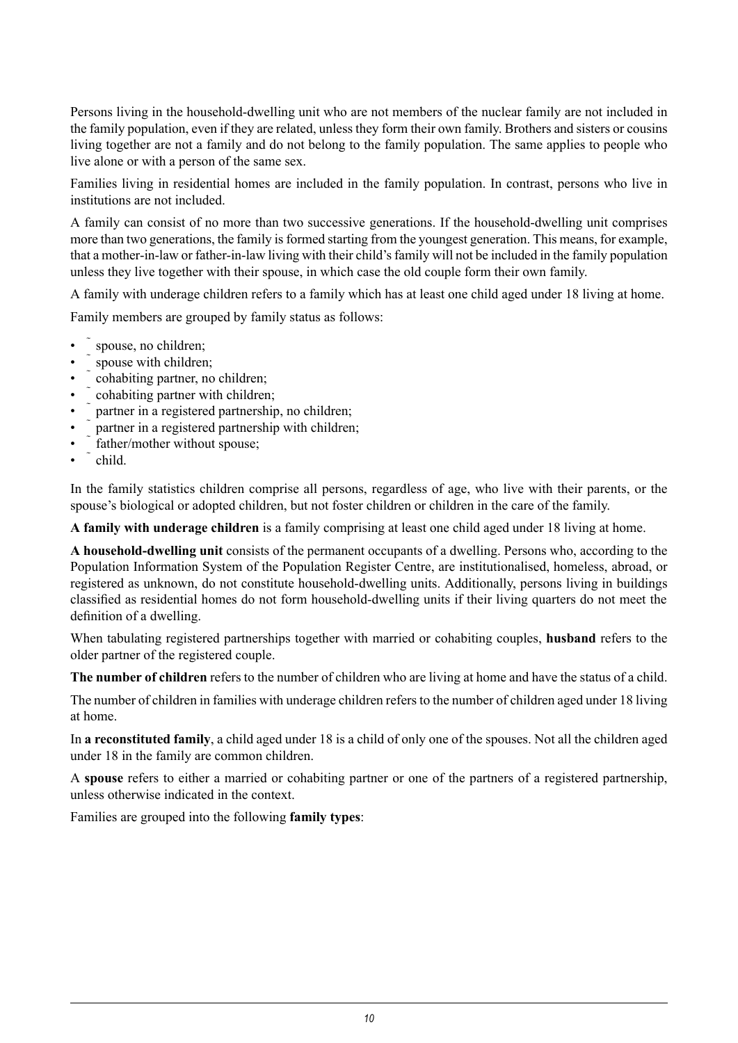Persons living in the household-dwelling unit who are not members of the nuclear family are not included in the family population, even if they are related, unless they form their own family. Brothers and sisters or cousins living together are not a family and do not belong to the family population. The same applies to people who live alone or with a person of the same sex.

Families living in residential homes are included in the family population. In contrast, persons who live in institutions are not included.

A family can consist of no more than two successive generations. If the household-dwelling unit comprises more than two generations, the family is formed starting from the youngest generation. This means, for example, that a mother-in-law or father-in-law living with their child's family will not be included in the family population unless they live together with their spouse, in which case the old couple form their own family.

A family with underage children refers to a family which has at least one child aged under 18 living at home.

Family members are grouped by family status as follows:

- spouse, no children;
- spouse with children;
- cohabiting partner, no children;
- cohabiting partner with children;
- partner in a registered partnership, no children;
- partner in a registered partnership with children;
- father/mother without spouse;
- child.

In the family statistics children comprise all persons, regardless of age, who live with their parents, or the spouse's biological or adopted children, but not foster children or children in the care of the family.

**A family with underage children** is a family comprising at least one child aged under 18 living at home.

**A household-dwelling unit** consists of the permanent occupants of a dwelling. Persons who, according to the Population Information System of the Population Register Centre, are institutionalised, homeless, abroad, or registered as unknown, do not constitute household-dwelling units. Additionally, persons living in buildings classified as residential homes do not form household-dwelling units if their living quarters do not meet the definition of a dwelling.

When tabulating registered partnerships together with married or cohabiting couples, **husband** refers to the older partner of the registered couple.

**The number of children** refers to the number of children who are living at home and have the status of a child.

The number of children in families with underage children refers to the number of children aged under 18 living at home.

In **a reconstituted family**, a child aged under 18 is a child of only one of the spouses. Not all the children aged under 18 in the family are common children.

A **spouse** refers to either a married or cohabiting partner or one of the partners of a registered partnership, unless otherwise indicated in the context.

Families are grouped into the following **family types**: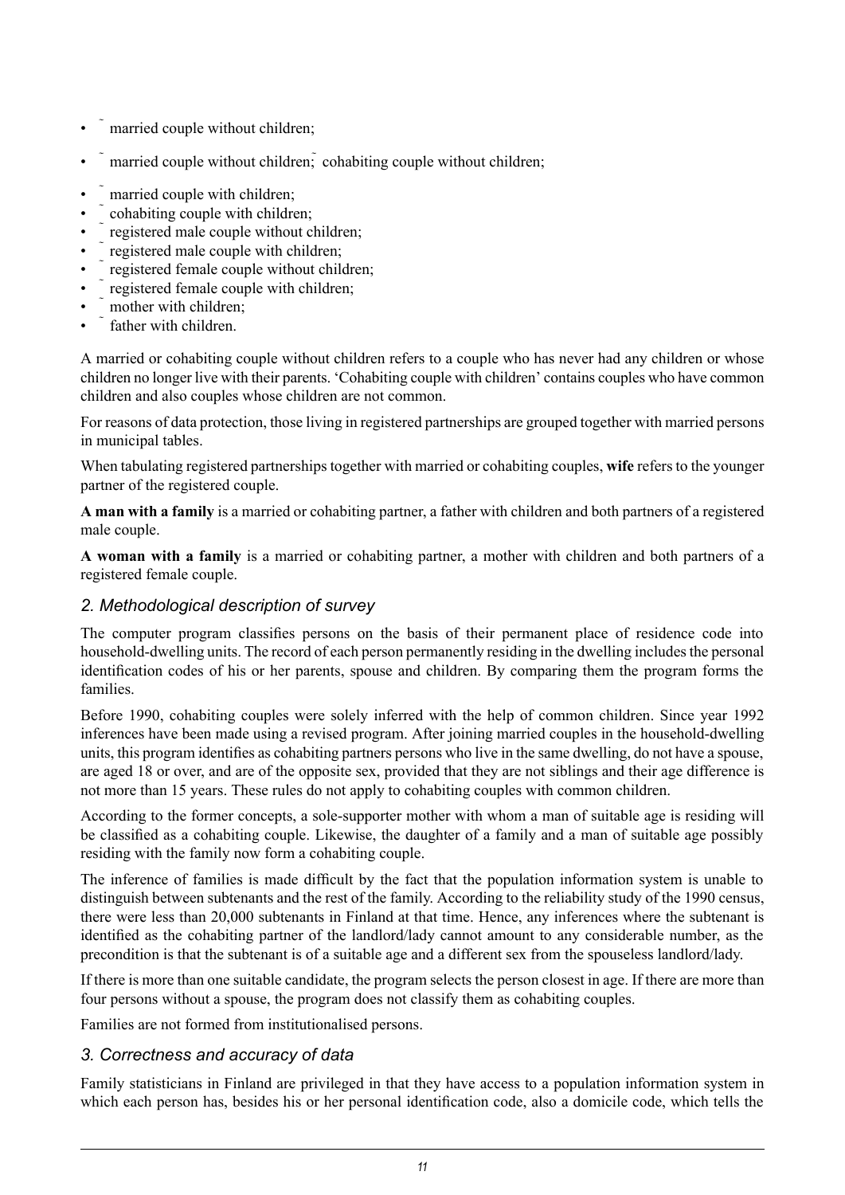- married couple without children;
- married couple without children; cohabiting couple without children;
- married couple with children;
- cohabiting couple with children;
- registered male couple without children;
- registered male couple with children;
- registered female couple without children;
- registered female couple with children;
- mother with children;
- father with children.

A married or cohabiting couple without children refers to a couple who has never had any children or whose children no longer live with their parents. 'Cohabiting couple with children' contains couples who have common children and also couples whose children are not common.

For reasons of data protection, those living in registered partnerships are grouped together with married persons in municipal tables.

When tabulating registered partnerships together with married or cohabiting couples, **wife** refers to the younger partner of the registered couple.

**A man with a family** is a married or cohabiting partner, a father with children and both partners of a registered male couple.

**A woman with a family** is a married or cohabiting partner, a mother with children and both partners of a registered female couple.

## *2. Methodological description of survey*

The computer program classifies persons on the basis of their permanent place of residence code into household-dwelling units. The record of each person permanently residing in the dwelling includes the personal identification codes of his or her parents, spouse and children. By comparing them the program forms the families.

Before 1990, cohabiting couples were solely inferred with the help of common children. Since year 1992 inferences have been made using a revised program. After joining married couples in the household-dwelling units, this program identifies as cohabiting partners persons who live in the same dwelling, do not have a spouse, are aged 18 or over, and are of the opposite sex, provided that they are not siblings and their age difference is not more than 15 years. These rules do not apply to cohabiting couples with common children.

According to the former concepts, a sole-supporter mother with whom a man of suitable age is residing will be classified as a cohabiting couple. Likewise, the daughter of a family and a man of suitable age possibly residing with the family now form a cohabiting couple.

The inference of families is made difficult by the fact that the population information system is unable to distinguish between subtenants and the rest of the family. According to the reliability study of the 1990 census, there were less than 20,000 subtenants in Finland at that time. Hence, any inferences where the subtenant is identified as the cohabiting partner of the landlord/lady cannot amount to any considerable number, as the precondition is that the subtenant is of a suitable age and a different sex from the spouseless landlord/lady.

If there is more than one suitable candidate, the program selects the person closest in age. If there are more than four persons without a spouse, the program does not classify them as cohabiting couples.

Families are not formed from institutionalised persons.

## *3. Correctness and accuracy of data*

Family statisticians in Finland are privileged in that they have access to a population information system in which each person has, besides his or her personal identification code, also a domicile code, which tells the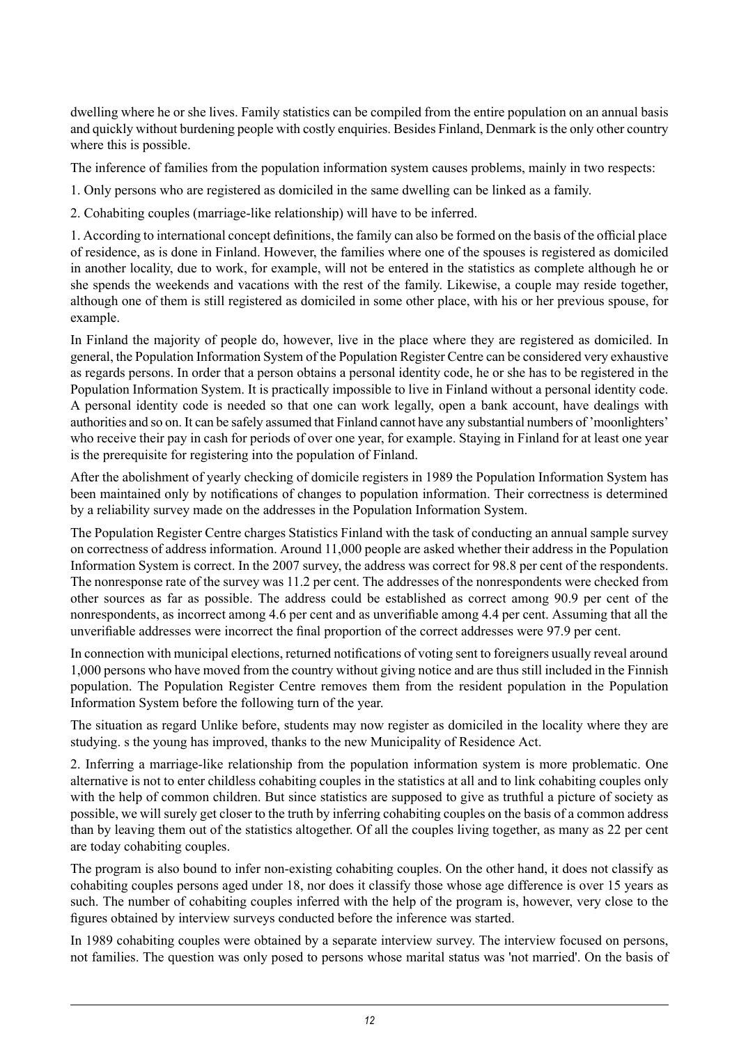dwelling where he or she lives. Family statistics can be compiled from the entire population on an annual basis and quickly without burdening people with costly enquiries. Besides Finland, Denmark is the only other country where this is possible.

The inference of families from the population information system causes problems, mainly in two respects:

1. Only persons who are registered as domiciled in the same dwelling can be linked as a family.

2. Cohabiting couples (marriage-like relationship) will have to be inferred.

1. According to international concept definitions, the family can also be formed on the basis of the official place of residence, as is done in Finland. However, the families where one of the spouses is registered as domiciled in another locality, due to work, for example, will not be entered in the statistics as complete although he or she spends the weekends and vacations with the rest of the family. Likewise, a couple may reside together, although one of them is still registered as domiciled in some other place, with his or her previous spouse, for example.

In Finland the majority of people do, however, live in the place where they are registered as domiciled. In general, the Population Information System of the Population Register Centre can be considered very exhaustive as regards persons. In order that a person obtains a personal identity code, he or she has to be registered in the Population Information System. It is practically impossible to live in Finland without a personal identity code. A personal identity code is needed so that one can work legally, open a bank account, have dealings with authorities and so on. It can be safely assumed that Finland cannot have any substantial numbers of 'moonlighters' who receive their pay in cash for periods of over one year, for example. Staying in Finland for at least one year is the prerequisite for registering into the population of Finland.

After the abolishment of yearly checking of domicile registers in 1989 the Population Information System has been maintained only by notifications of changes to population information. Their correctness is determined by a reliability survey made on the addresses in the Population Information System.

The Population Register Centre charges Statistics Finland with the task of conducting an annual sample survey on correctness of address information. Around 11,000 people are asked whether their address in the Population Information System is correct. In the 2007 survey, the address was correct for 98.8 per cent of the respondents. The nonresponse rate of the survey was 11.2 per cent. The addresses of the nonrespondents were checked from other sources as far as possible. The address could be established as correct among 90.9 per cent of the nonrespondents, as incorrect among 4.6 per cent and as unverifiable among 4.4 per cent. Assuming that all the unverifiable addresses were incorrect the final proportion of the correct addresses were 97.9 per cent.

In connection with municipal elections, returned notifications of voting sent to foreigners usually reveal around 1,000 persons who have moved from the country without giving notice and are thus still included in the Finnish population. The Population Register Centre removes them from the resident population in the Population Information System before the following turn of the year.

The situation as regard Unlike before, students may now register as domiciled in the locality where they are studying. s the young has improved, thanks to the new Municipality of Residence Act.

2. Inferring a marriage-like relationship from the population information system is more problematic. One alternative is not to enter childless cohabiting couples in the statistics at all and to link cohabiting couples only with the help of common children. But since statistics are supposed to give as truthful a picture of society as possible, we will surely get closer to the truth by inferring cohabiting couples on the basis of a common address than by leaving them out of the statistics altogether. Of all the couples living together, as many as 22 per cent are today cohabiting couples.

The program is also bound to infer non-existing cohabiting couples. On the other hand, it does not classify as cohabiting couples persons aged under 18, nor does it classify those whose age difference is over 15 years as such. The number of cohabiting couples inferred with the help of the program is, however, very close to the figures obtained by interview surveys conducted before the inference was started.

In 1989 cohabiting couples were obtained by a separate interview survey. The interview focused on persons, not families. The question was only posed to persons whose marital status was 'not married'. On the basis of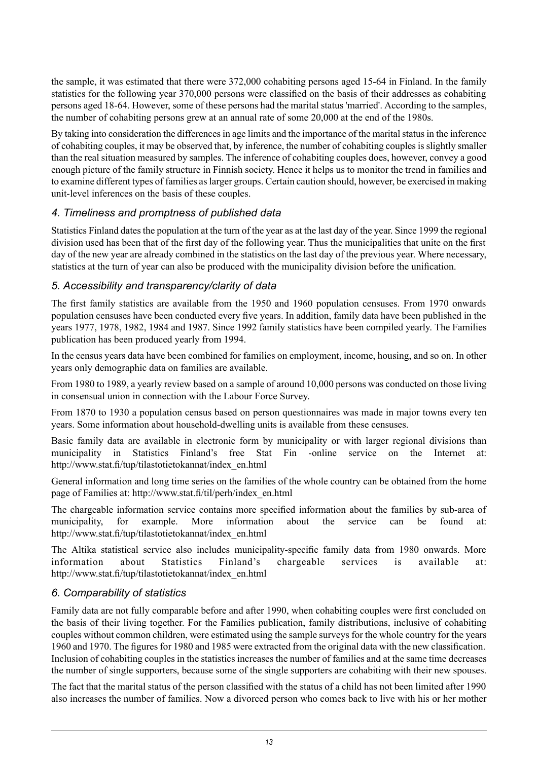the sample, it was estimated that there were 372,000 cohabiting persons aged 15-64 in Finland. In the family statistics for the following year 370,000 persons were classified on the basis of their addresses as cohabiting persons aged 18-64. However, some of these persons had the marital status 'married'. According to the samples, the number of cohabiting persons grew at an annual rate of some 20,000 at the end of the 1980s.

By taking into consideration the differences in age limits and the importance of the marital status in the inference of cohabiting couples, it may be observed that, by inference, the number of cohabiting couples is slightly smaller than the real situation measured by samples. The inference of cohabiting couples does, however, convey a good enough picture of the family structure in Finnish society. Hence it helps us to monitor the trend in families and to examine different types of families as larger groups. Certain caution should, however, be exercised in making unit-level inferences on the basis of these couples.

### *4. Timeliness and promptness of published data*

Statistics Finland dates the population at the turn of the year as at the last day of the year. Since 1999 the regional division used has been that of the first day of the following year. Thus the municipalities that unite on the first day of the new year are already combined in the statistics on the last day of the previous year. Where necessary, statistics at the turn of year can also be produced with the municipality division before the unification.

### *5. Accessibility and transparency/clarity of data*

The first family statistics are available from the 1950 and 1960 population censuses. From 1970 onwards population censuses have been conducted every five years. In addition, family data have been published in the years 1977, 1978, 1982, 1984 and 1987. Since 1992 family statistics have been compiled yearly. The Families publication has been produced yearly from 1994.

In the census years data have been combined for families on employment, income, housing, and so on. In other years only demographic data on families are available.

From 1980 to 1989, a yearly review based on a sample of around 10,000 persons was conducted on those living in consensual union in connection with the Labour Force Survey.

From 1870 to 1930 a population census based on person questionnaires was made in major towns every ten years. Some information about household-dwelling units is available from these censuses.

Basic family data are available in electronic form by municipality or with larger regional divisions than municipality in Statistics Finland's free Stat Fin -online service on the Internet at: http://www.stat.fi/tup/tilastotietokannat/index_en.html

General information and long time series on the families of the whole country can be obtained from the home page of Families at: http://www.stat.fi/til/perh/index_en.html

The chargeable information service contains more specified information about the families by sub-area of municipality, for example. More information about the service can be found at: http://www.stat.fi/tup/tilastotietokannat/index_en.html

The Altika statistical service also includes municipality-specific family data from 1980 onwards. More information about Statistics Finland's chargeable services is available at: http://www.stat.fi/tup/tilastotietokannat/index_en.html

### *6. Comparability of statistics*

Family data are not fully comparable before and after 1990, when cohabiting couples were first concluded on the basis of their living together. For the Families publication, family distributions, inclusive of cohabiting couples without common children, were estimated using the sample surveys for the whole country for the years 1960 and 1970. The figures for 1980 and 1985 were extracted from the original data with the new classification. Inclusion of cohabiting couples in the statistics increases the number of families and at the same time decreases the number of single supporters, because some of the single supporters are cohabiting with their new spouses.

The fact that the marital status of the person classified with the status of a child has not been limited after 1990 also increases the number of families. Now a divorced person who comes back to live with his or her mother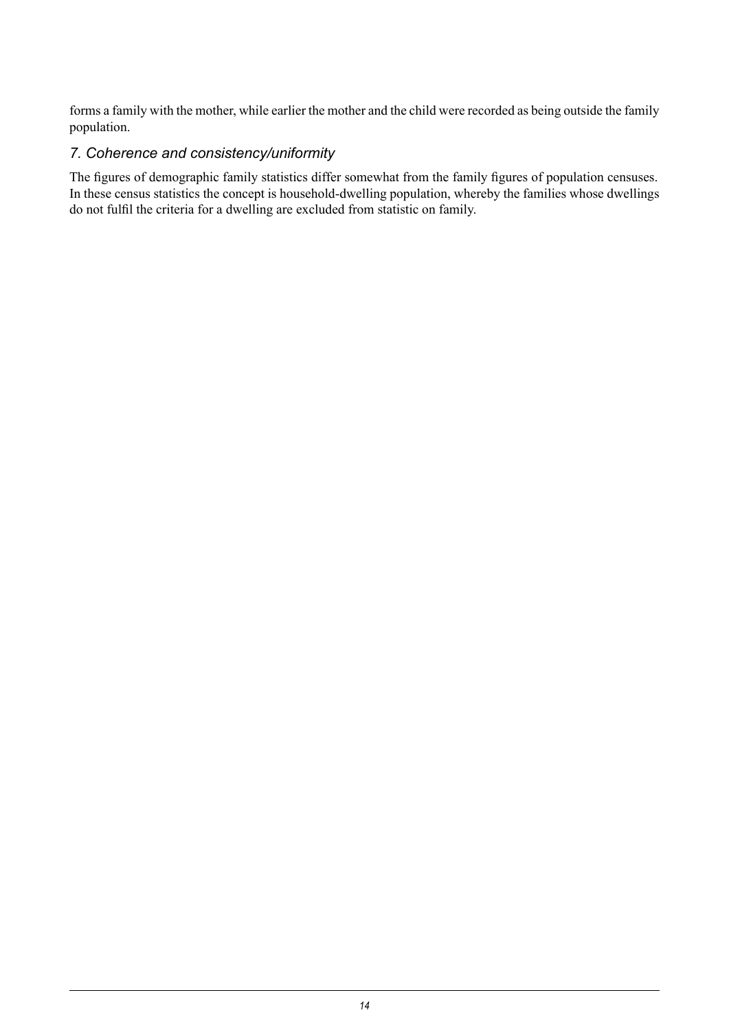forms a family with the mother, while earlier the mother and the child were recorded as being outside the family population.

## *7. Coherence and consistency/uniformity*

The figures of demographic family statistics differ somewhat from the family figures of population censuses. In these census statistics the concept is household-dwelling population, whereby the families whose dwellings do not fulfil the criteria for a dwelling are excluded from statistic on family.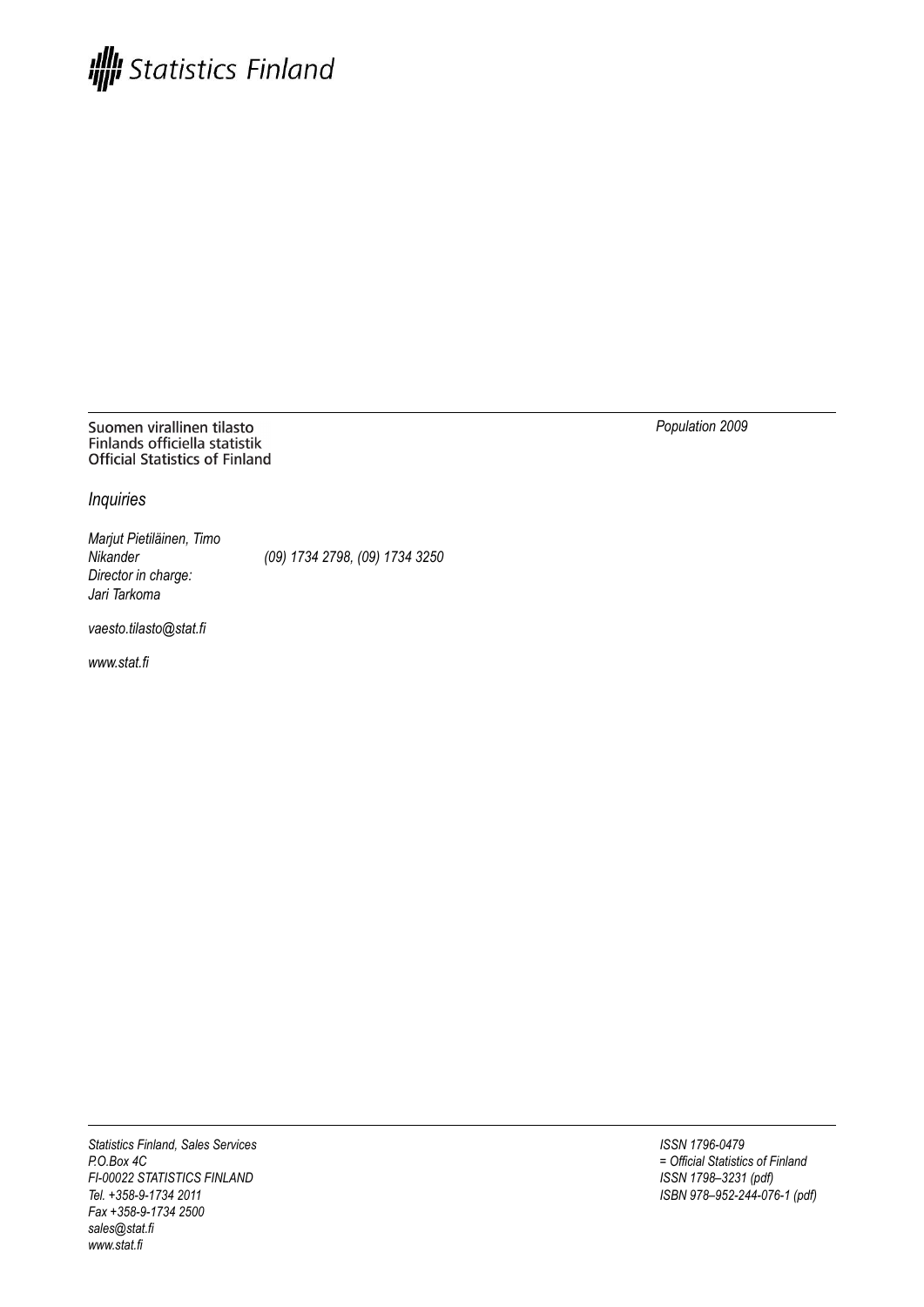Statistics Finland

Suomen virallinen tilasto
Finlands officiella statistik
Official Statistics of Finland

*Population 2009*

*Inquiries*

*Marjut Pietiläinen, Timo Nikander* *(09) 1734 2798, (09) 1734 3250*

*Director in charge:*
*Jari Tarkoma*

*vaesto.tilasto@stat.fi*

*www.stat.fi*

*Statistics Finland, Sales Services*
*P.O.Box 4C*
*FI-00022 STATISTICS FINLAND*
*Tel. +358-9-1734 2011*
*Fax +358-9-1734 2500*
*sales@stat.fi*
*www.stat.fi*

*ISSN 1796-0479*
*= Official Statistics of Finland*
*ISSN 1798–3231 (pdf)*
*ISBN 978–952-244-076-1 (pdf)*